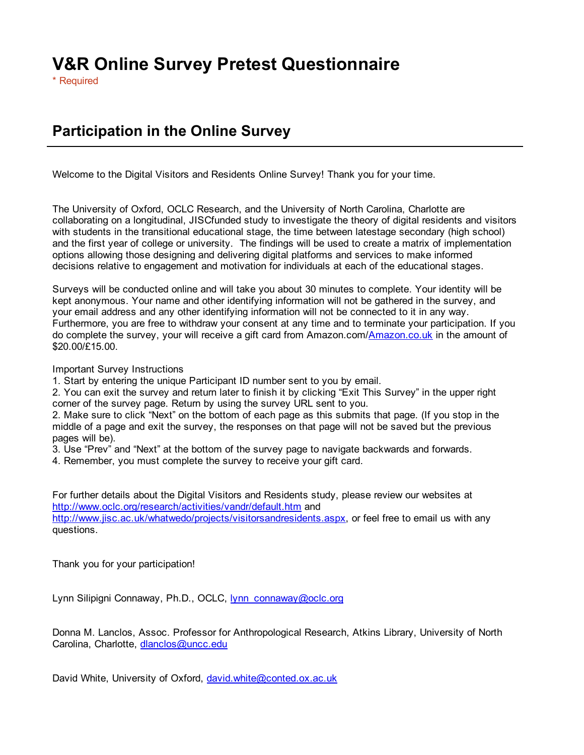# V&R Online Survey Pretest Questionnaire

\* Required

## Participation in the Online Survey

Welcome to the Digital Visitors and Residents Online Survey! Thank you for your time.

The University of Oxford, OCLC Research, and the University of North Carolina, Charlotte are collaborating on a longitudinal, JISCfunded study to investigate the theory of digital residents and visitors with students in the transitional educational stage, the time between latestage secondary (high school) and the first year of college or university. The findings will be used to create a matrix of implementation options allowing those designing and delivering digital platforms and services to make informed decisions relative to engagement and motivation for individuals at each of the educational stages.

Surveys will be conducted online and will take you about 30 minutes to complete. Your identity will be kept anonymous. Your name and other identifying information will not be gathered in the survey, and your email address and any other identifying information will not be connected to it in any way. Furthermore, you are free to withdraw your consent at any time and to terminate your participation. If you do complete the survey, your will receive a gift card from Amazon.com/Amazon.co.uk in the amount of $20.00/£15.00.

Important Survey Instructions

1. Start by entering the unique Participant ID number sent to you by email.
2. You can exit the survey and return later to finish it by clicking “Exit This Survey” in the upper right corner of the survey page. Return by using the survey URL sent to you.
2. Make sure to click “Next” on the bottom of each page as this submits that page. (If you stop in the middle of a page and exit the survey, the responses on that page will not be saved but the previous pages will be).
3. Use “Prev” and “Next” at the bottom of the survey page to navigate backwards and forwards.
4. Remember, you must complete the survey to receive your gift card.

For further details about the Digital Visitors and Residents study, please review our websites at http://www.oclc.org/research/activities/vandr/default.htm and http://www.jisc.ac.uk/whatwedo/projects/visitorsandresidents.aspx, or feel free to email us with any questions.

Thank you for your participation!

Lynn Silipigni Connaway, Ph.D., OCLC, lynn_connaway@oclc.org

Donna M. Lanclos, Assoc. Professor for Anthropological Research, Atkins Library, University of North Carolina, Charlotte, dlanclos@uncc.edu

David White, University of Oxford, david.white@conted.ox.ac.uk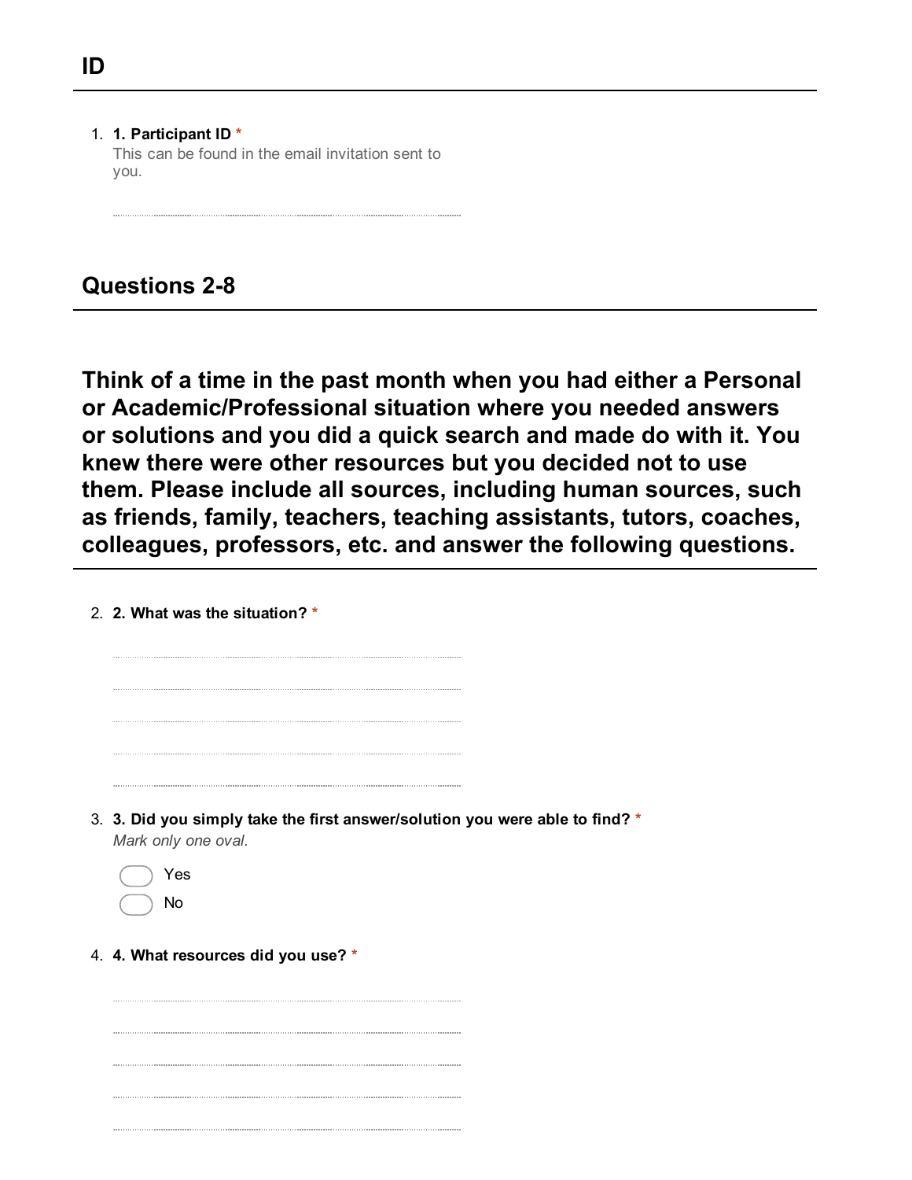## ID

1. **1. Participant ID** *
   This can be found in the email invitation sent to you.

   ............................................................................................................

## Questions 2-8

## Think of a time in the past month when you had either a Personal or Academic/Professional situation where you needed answers or solutions and you did a quick search and made do with it. You knew there were other resources but you decided not to use them. Please include all sources, including human sources, such as friends, family, teachers, teaching assistants, tutors, coaches, colleagues, professors, etc. and answer the following questions.

2. **2. What was the situation?** *

   ............................................................................................................
   ............................................................................................................
   ............................................................................................................
   ............................................................................................................
   ............................................................................................................

3. **3. Did you simply take the first answer/solution you were able to find?** *
   *Mark only one oval.*

   - ( ) Yes
   - ( ) No

4. **4. What resources did you use?** *

   ............................................................................................................
   ............................................................................................................
   ............................................................................................................
   ............................................................................................................
   ............................................................................................................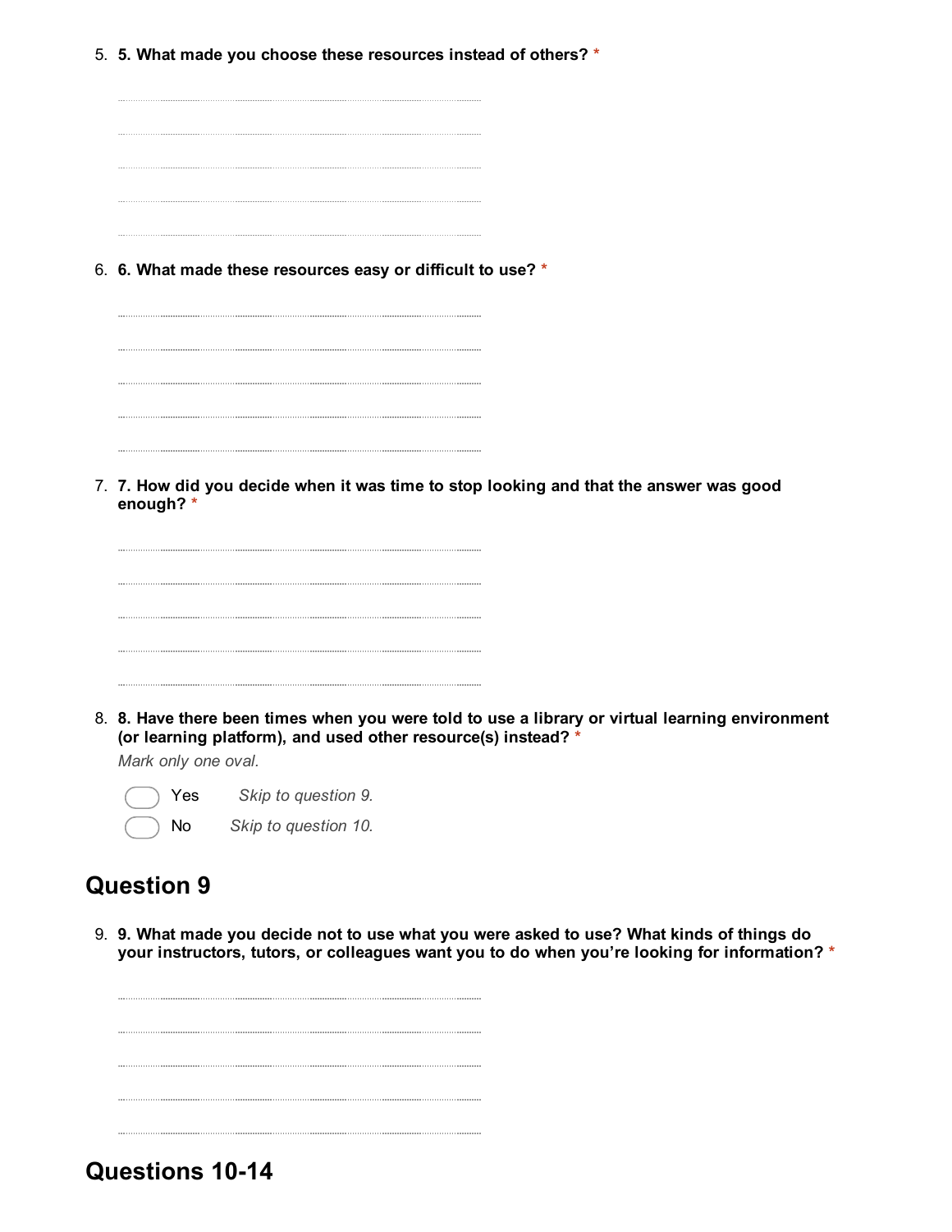5. **5. What made you choose these resources instead of others?** *

6. **6. What made these resources easy or difficult to use?** *

7. **7. How did you decide when it was time to stop looking and that the answer was good enough?** *

8. **8. Have there been times when you were told to use a library or virtual learning environment (or learning platform), and used other resource(s) instead?** *

   *Mark only one oval.*

   - Yes *Skip to question 9.*
   - No *Skip to question 10.*

## Question 9

9. **9. What made you decide not to use what you were asked to use? What kinds of things do your instructors, tutors, or colleagues want you to do when you're looking for information?** *

## Questions 10-14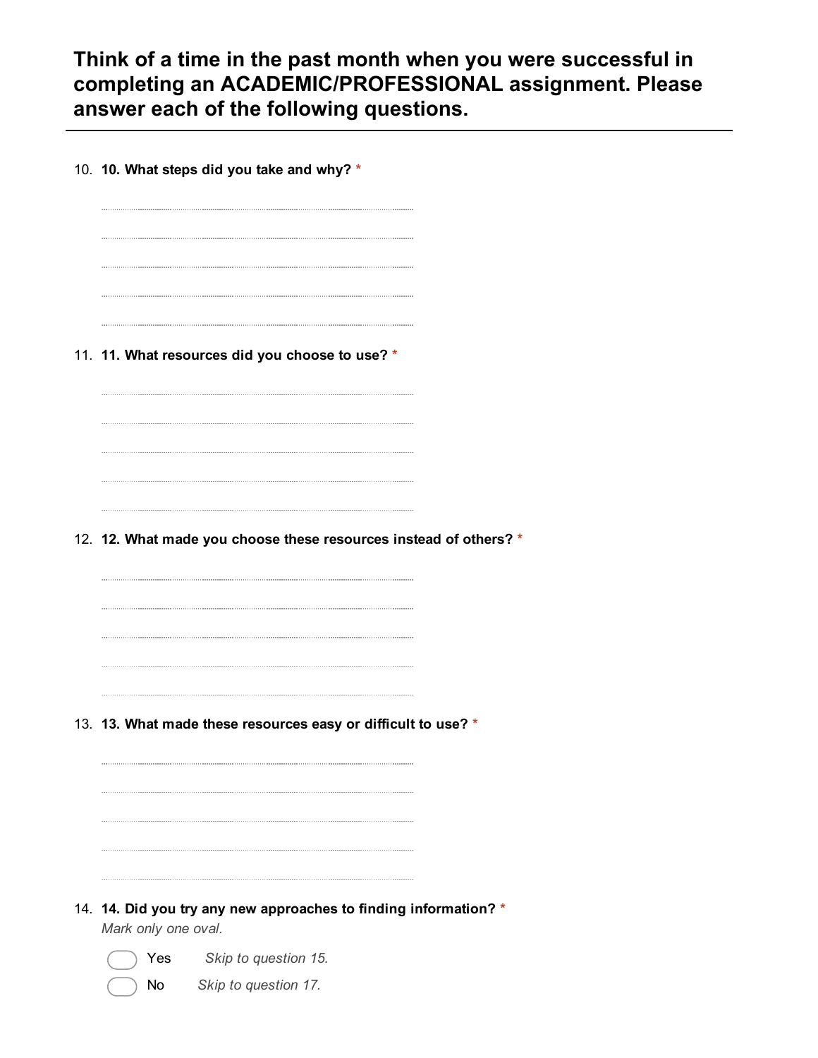## Think of a time in the past month when you were successful in completing an ACADEMIC/PROFESSIONAL assignment. Please answer each of the following questions.

10. **10. What steps did you take and why?** *

11. **11. What resources did you choose to use?** *

12. **12. What made you choose these resources instead of others?** *

13. **13. What made these resources easy or difficult to use?** *

14. **14. Did you try any new approaches to finding information?** *
*Mark only one oval.*

- Yes *Skip to question 15.*
- No *Skip to question 17.*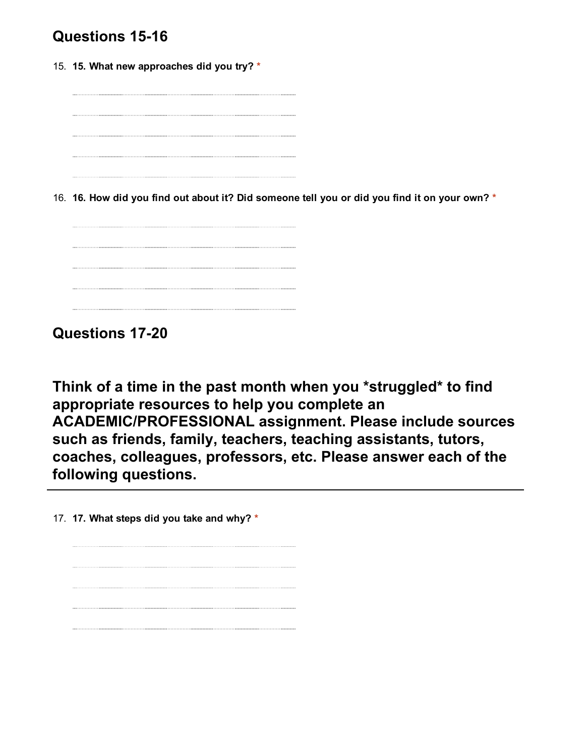## Questions 15-16

15. **15. What new approaches did you try?** *

16. **16. How did you find out about it? Did someone tell you or did you find it on your own?** *

## Questions 17-20

## Think of a time in the past month when you *struggled* to find appropriate resources to help you complete an ACADEMIC/PROFESSIONAL assignment. Please include sources such as friends, family, teachers, teaching assistants, tutors, coaches, colleagues, professors, etc. Please answer each of the following questions.

17. **17. What steps did you take and why?** *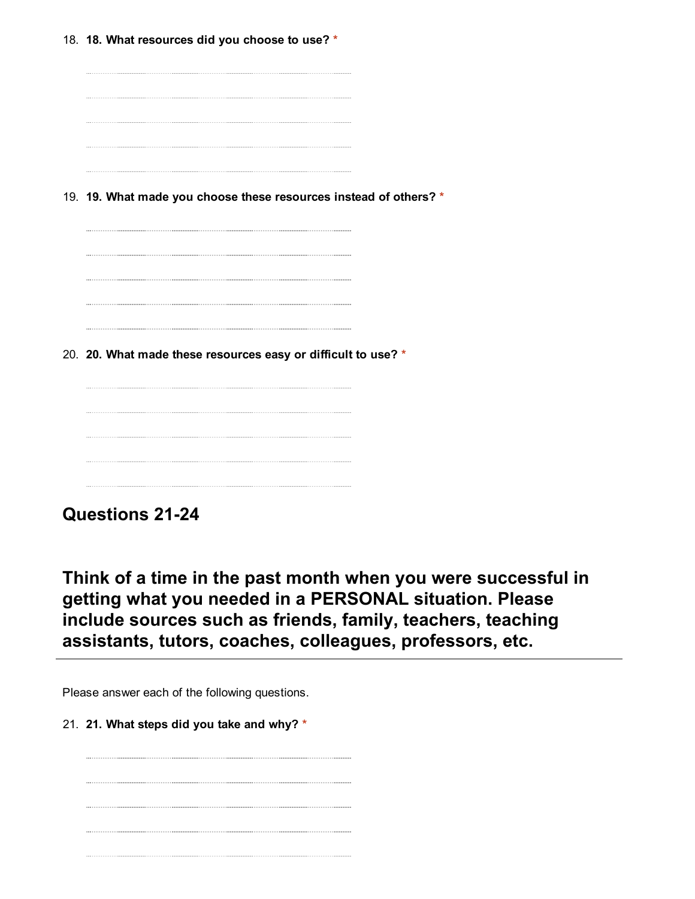18. **18. What resources did you choose to use?** *

19. **19. What made you choose these resources instead of others?** *

20. **20. What made these resources easy or difficult to use?** *

## Questions 21-24

## Think of a time in the past month when you were successful in getting what you needed in a PERSONAL situation. Please include sources such as friends, family, teachers, teaching assistants, tutors, coaches, colleagues, professors, etc.

---

Please answer each of the following questions.

21. **21. What steps did you take and why?** *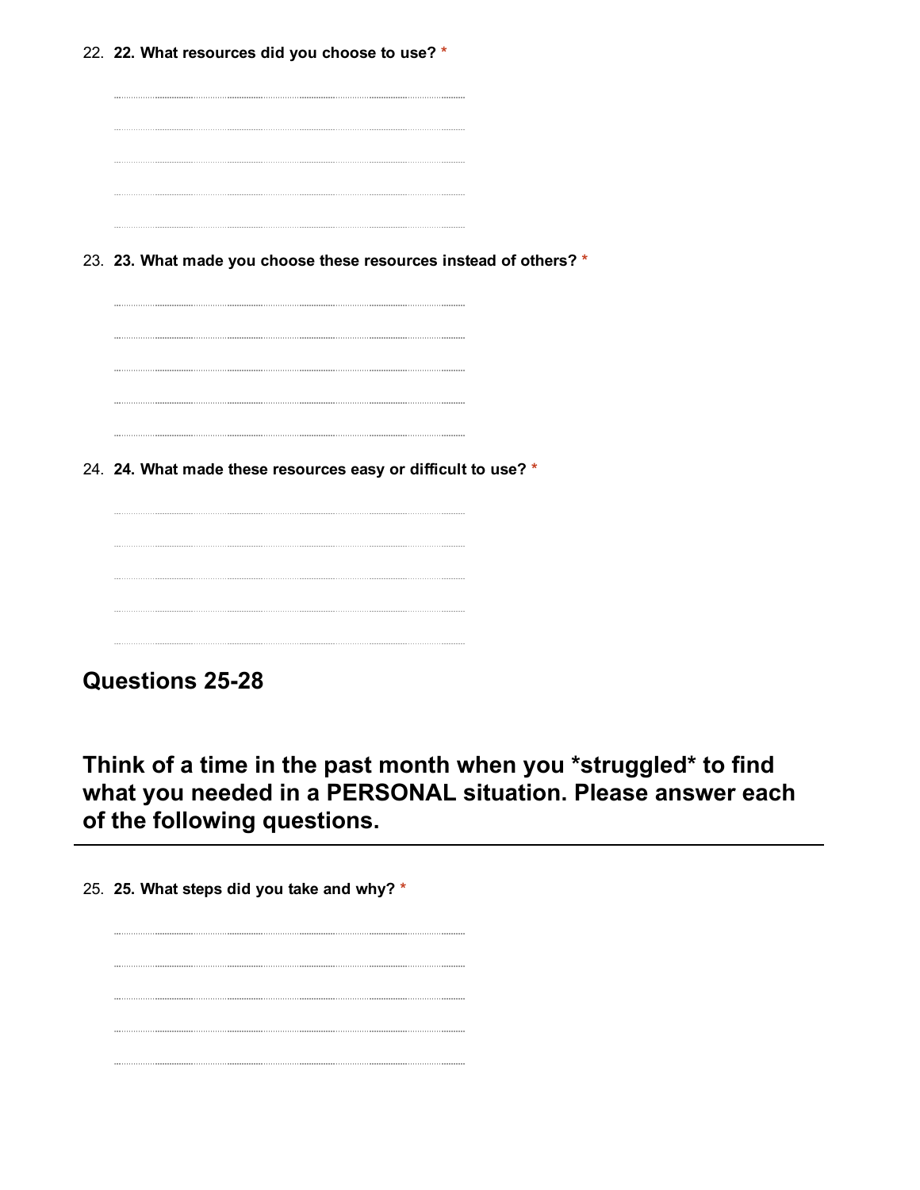22. **22. What resources did you choose to use?** *

23. **23. What made you choose these resources instead of others?** *

24. **24. What made these resources easy or difficult to use?** *

## Questions 25-28

## Think of a time in the past month when you *struggled* to find what you needed in a PERSONAL situation. Please answer each of the following questions.

---

25. **25. What steps did you take and why?** *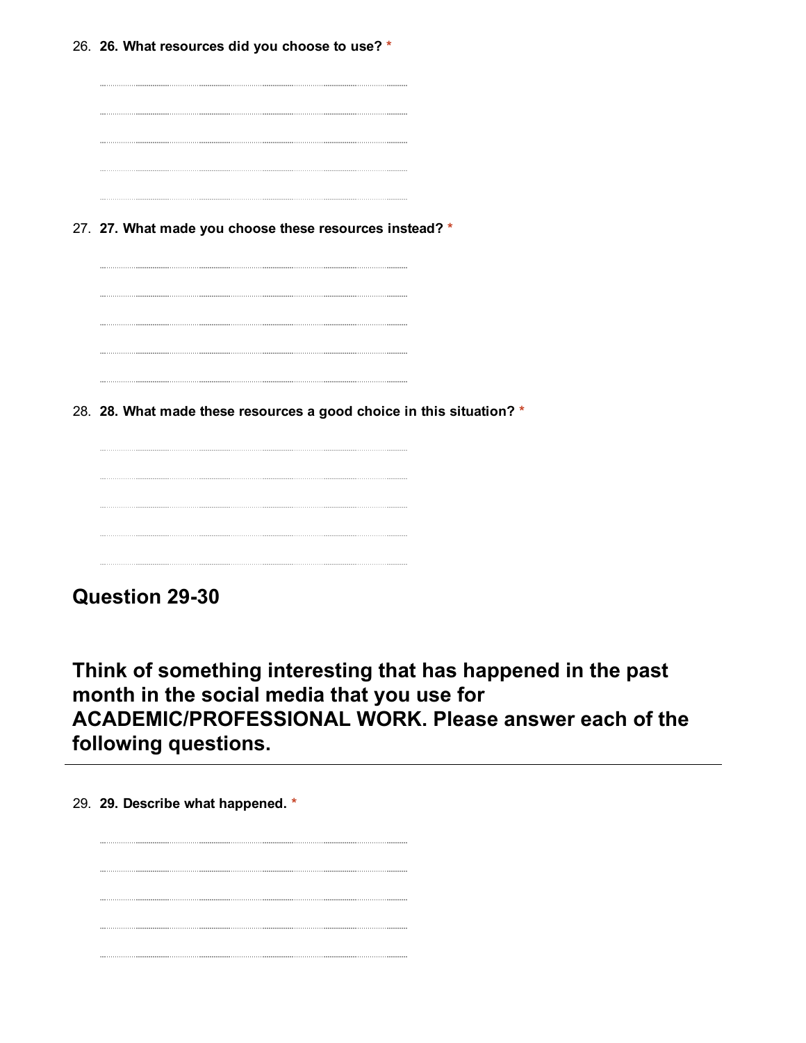26. **26. What resources did you choose to use?** *

27. **27. What made you choose these resources instead?** *

28. **28. What made these resources a good choice in this situation?** *

## Question 29-30

## Think of something interesting that has happened in the past month in the social media that you use for ACADEMIC/PROFESSIONAL WORK. Please answer each of the following questions.

29. **29. Describe what happened.** *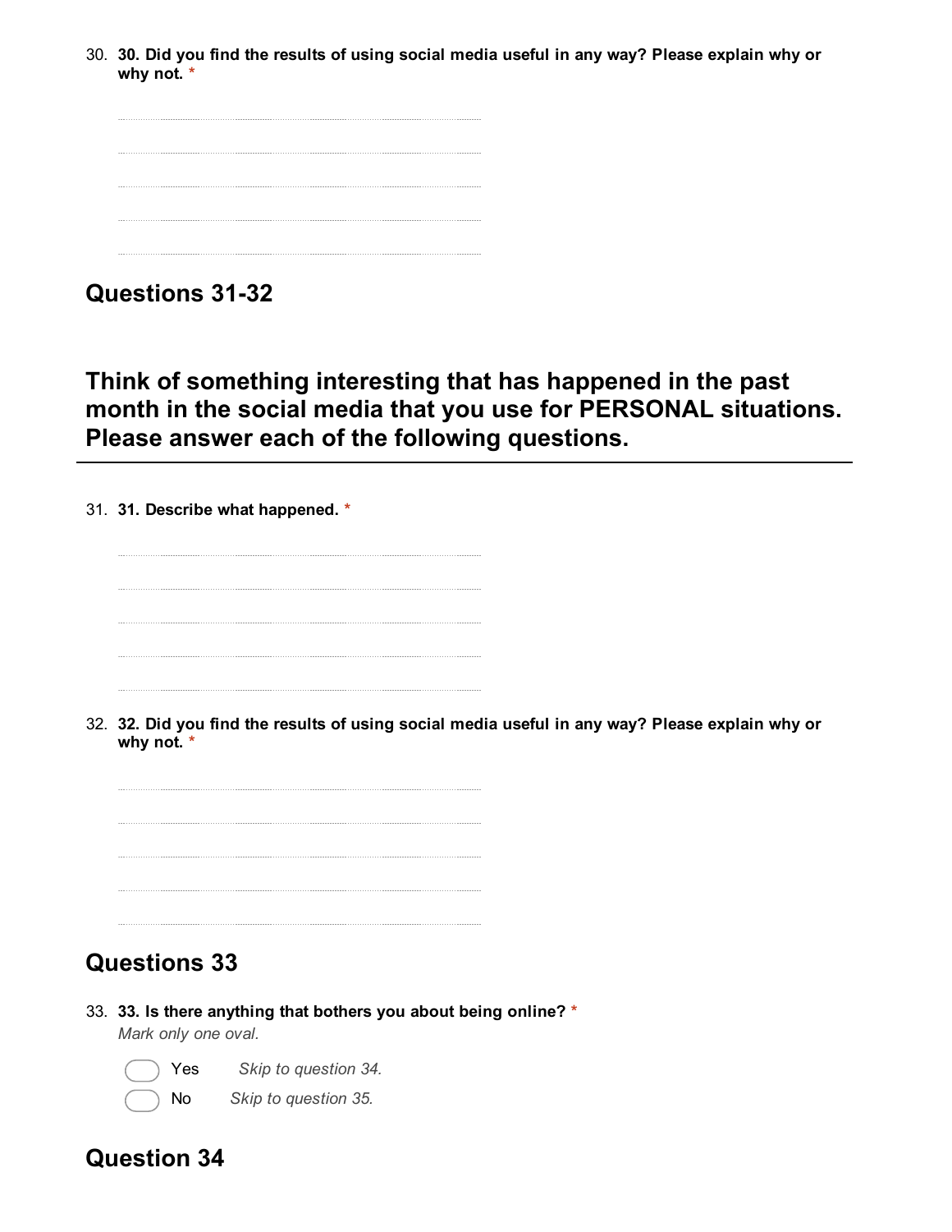30. **30. Did you find the results of using social media useful in any way? Please explain why or why not.** *

.................................................................................................................................................

.................................................................................................................................................

.................................................................................................................................................

.................................................................................................................................................

.................................................................................................................................................

## Questions 31-32

## Think of something interesting that has happened in the past month in the social media that you use for PERSONAL situations. Please answer each of the following questions.

---

31. **31. Describe what happened.** *

.................................................................................................................................................

.................................................................................................................................................

.................................................................................................................................................

.................................................................................................................................................

.................................................................................................................................................

32. **32. Did you find the results of using social media useful in any way? Please explain why or why not.** *

.................................................................................................................................................

.................................................................................................................................................

.................................................................................................................................................

.................................................................................................................................................

.................................................................................................................................................

## Questions 33

33. **33. Is there anything that bothers you about being online?** *
*Mark only one oval.*

   - ( ) Yes   *Skip to question 34.*
   - ( ) No   *Skip to question 35.*

## Question 34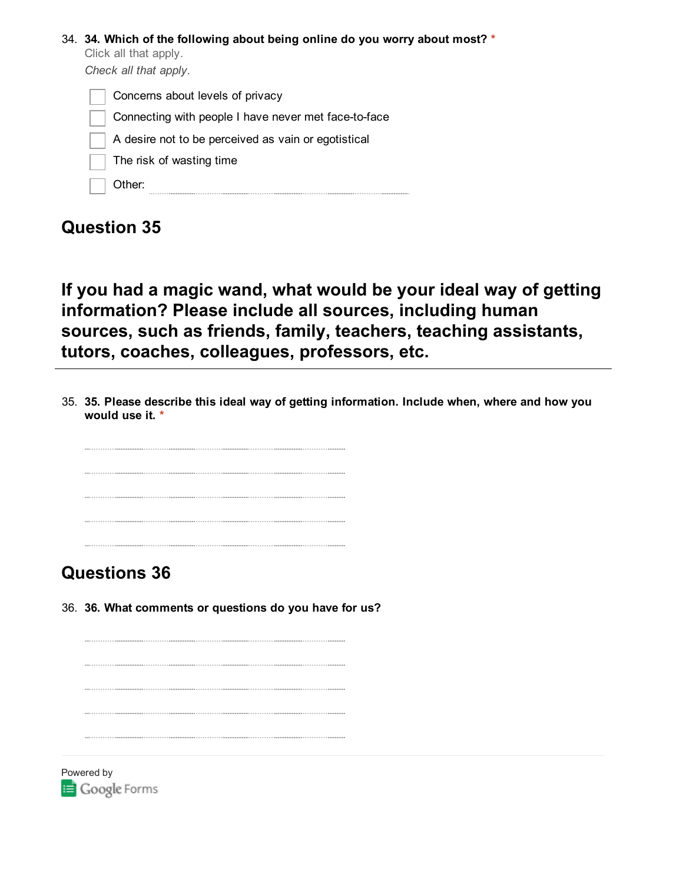34. **34. Which of the following about being online do you worry about most?** *

Click all that apply.

*Check all that apply.*

- [ ] Concerns about levels of privacy
- [ ] Connecting with people I have never met face-to-face
- [ ] A desire not to be perceived as vain or egotistical
- [ ] The risk of wasting time
- [ ] Other: ______________________

## Question 35

## If you had a magic wand, what would be your ideal way of getting information? Please include all sources, including human sources, such as friends, family, teachers, teaching assistants, tutors, coaches, colleagues, professors, etc.

35. **35. Please describe this ideal way of getting information. Include when, where and how you would use it.** *

______________________

______________________

______________________

______________________

______________________

## Questions 36

36. **36. What comments or questions do you have for us?**

______________________

______________________

______________________

______________________

______________________

Powered by Google Forms